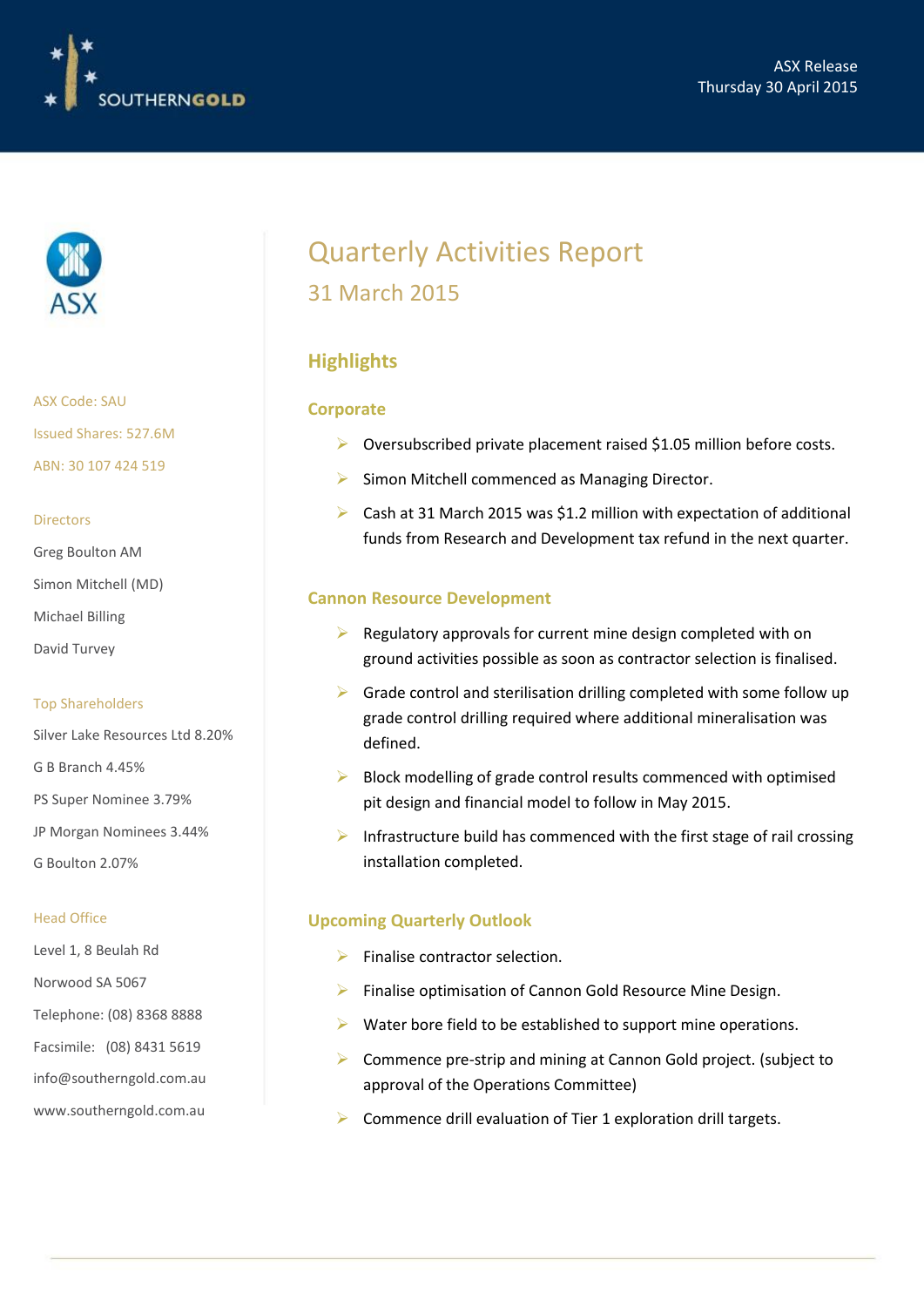ASX Release
Thursday 30 April 2015

# Quarterly Activities Report

## 31 March 2015

ASX Code: SAU

Issued Shares: 527.6M

ABN: 30 107 424 519

**Directors**

Greg Boulton AM

Simon Mitchell (MD)

Michael Billing

David Turvey

**Top Shareholders**

Silver Lake Resources Ltd 8.20%

G B Branch 4.45%

PS Super Nominee 3.79%

JP Morgan Nominees 3.44%

G Boulton 2.07%

**Head Office**

Level 1, 8 Beulah Rd

Norwood SA 5067

Telephone: (08) 8368 8888

Facsimile: (08) 8431 5619

info@southerngold.com.au

www.southerngold.com.au

## Highlights

### Corporate

- Oversubscribed private placement raised $1.05 million before costs.
- Simon Mitchell commenced as Managing Director.
- Cash at 31 March 2015 was $1.2 million with expectation of additional funds from Research and Development tax refund in the next quarter.

### Cannon Resource Development

- Regulatory approvals for current mine design completed with on ground activities possible as soon as contractor selection is finalised.
- Grade control and sterilisation drilling completed with some follow up grade control drilling required where additional mineralisation was defined.
- Block modelling of grade control results commenced with optimised pit design and financial model to follow in May 2015.
- Infrastructure build has commenced with the first stage of rail crossing installation completed.

### Upcoming Quarterly Outlook

- Finalise contractor selection.
- Finalise optimisation of Cannon Gold Resource Mine Design.
- Water bore field to be established to support mine operations.
- Commence pre-strip and mining at Cannon Gold project. (subject to approval of the Operations Committee)
- Commence drill evaluation of Tier 1 exploration drill targets.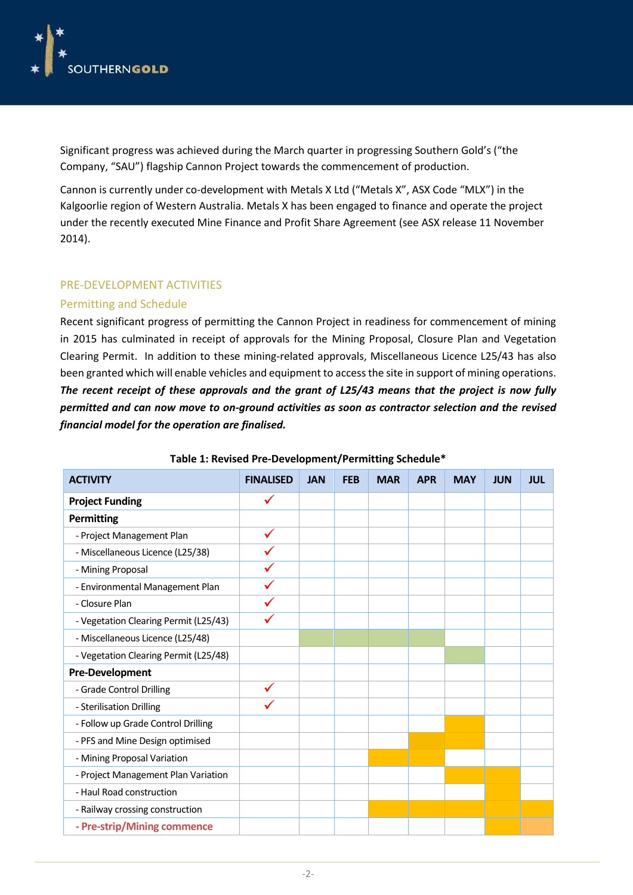Significant progress was achieved during the March quarter in progressing Southern Gold's ("the Company, "SAU") flagship Cannon Project towards the commencement of production.

Cannon is currently under co-development with Metals X Ltd ("Metals X", ASX Code "MLX") in the Kalgoorlie region of Western Australia. Metals X has been engaged to finance and operate the project under the recently executed Mine Finance and Profit Share Agreement (see ASX release 11 November 2014).

## PRE-DEVELOPMENT ACTIVITIES

### Permitting and Schedule

Recent significant progress of permitting the Cannon Project in readiness for commencement of mining in 2015 has culminated in receipt of approvals for the Mining Proposal, Closure Plan and Vegetation Clearing Permit. In addition to these mining-related approvals, Miscellaneous Licence L25/43 has also been granted which will enable vehicles and equipment to access the site in support of mining operations. ***The recent receipt of these approvals and the grant of L25/43 means that the project is now fully permitted and can now move to on-ground activities as soon as contractor selection and the revised financial model for the operation are finalised.***

**Table 1: Revised Pre-Development/Permitting Schedule***

| ACTIVITY | FINALISED | JAN | FEB | MAR | APR | MAY | JUN | JUL |
|---|---|---|---|---|---|---|---|---|
| **Project Funding** | ✓ | | | | | | | |
| **Permitting** | | | | | | | | |
| - Project Management Plan | ✓ | | | | | | | |
| - Miscellaneous Licence (L25/38) | ✓ | | | | | | | |
| - Mining Proposal | ✓ | | | | | | | |
| - Environmental Management Plan | ✓ | | | | | | | |
| - Closure Plan | ✓ | | | | | | | |
| - Vegetation Clearing Permit (L25/43) | ✓ | | | | | | | |
| - Miscellaneous Licence (L25/48) | | ■ | ■ | ■ | ■ | | | |
| - Vegetation Clearing Permit (L25/48) | | | | | | ■ | | |
| **Pre-Development** | | | | | | | | |
| - Grade Control Drilling | ✓ | | | | | | | |
| - Sterilisation Drilling | ✓ | | | | | | | |
| - Follow up Grade Control Drilling | | | | | | ■ | | |
| - PFS and Mine Design optimised | | | | | ■ | ■ | | |
| - Mining Proposal Variation | | | | ■ | ■ | | | |
| - Project Management Plan Variation | | | | | | ■ | ■ | |
| - Haul Road construction | | | | | | | ■ | |
| - Railway crossing construction | | | | ■ | ■ | ■ | ■ | ■ |
| **- Pre-strip/Mining commence** | | | | | | | ■ | ■ |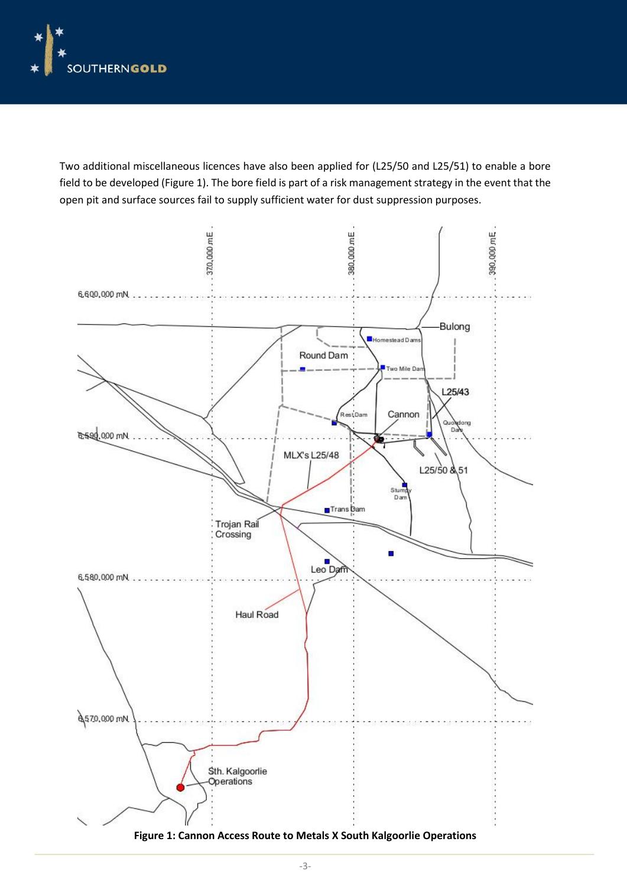Two additional miscellaneous licences have also been applied for (L25/50 and L25/51) to enable a bore field to be developed (Figure 1). The bore field is part of a risk management strategy in the event that the open pit and surface sources fail to supply sufficient water for dust suppression purposes.

**Figure 1: Cannon Access Route to Metals X South Kalgoorlie Operations**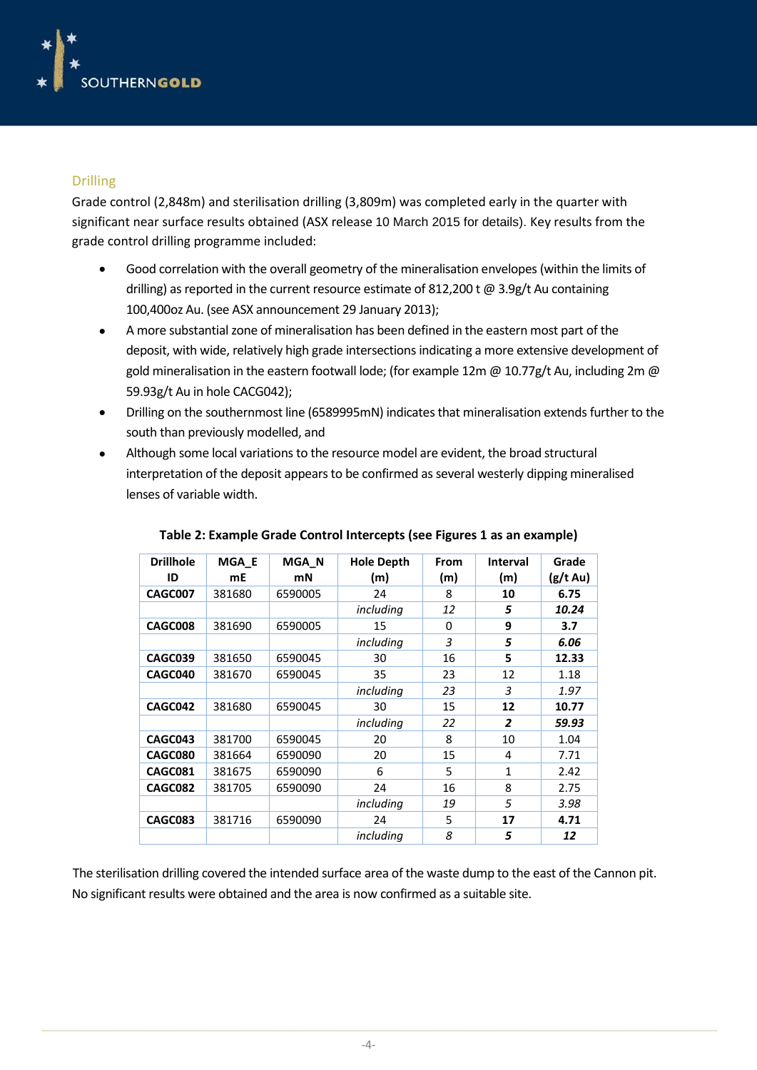## Drilling

Grade control (2,848m) and sterilisation drilling (3,809m) was completed early in the quarter with significant near surface results obtained (ASX release 10 March 2015 for details). Key results from the grade control drilling programme included:

- Good correlation with the overall geometry of the mineralisation envelopes (within the limits of drilling) as reported in the current resource estimate of 812,200 t @ 3.9g/t Au containing 100,400oz Au. (see ASX announcement 29 January 2013);
- A more substantial zone of mineralisation has been defined in the eastern most part of the deposit, with wide, relatively high grade intersections indicating a more extensive development of gold mineralisation in the eastern footwall lode; (for example 12m @ 10.77g/t Au, including 2m @ 59.93g/t Au in hole CACG042);
- Drilling on the southernmost line (6589995mN) indicates that mineralisation extends further to the south than previously modelled, and
- Although some local variations to the resource model are evident, the broad structural interpretation of the deposit appears to be confirmed as several westerly dipping mineralised lenses of variable width.

**Table 2: Example Grade Control Intercepts (see Figures 1 as an example)**

| Drillhole ID | MGA_E mE | MGA_N mN | Hole Depth (m) | From (m) | Interval (m) | Grade (g/t Au) |
|---|---|---|---|---|---|---|
| **CAGC007** | 381680 | 6590005 | 24 | 8 | **10** | **6.75** |
| | | | *including* | *12* | ***5*** | ***10.24*** |
| **CAGC008** | 381690 | 6590005 | 15 | 0 | **9** | **3.7** |
| | | | *including* | *3* | ***5*** | ***6.06*** |
| **CAGC039** | 381650 | 6590045 | 30 | 16 | **5** | **12.33** |
| **CAGC040** | 381670 | 6590045 | 35 | 23 | 12 | 1.18 |
| | | | *including* | *23* | *3* | *1.97* |
| **CAGC042** | 381680 | 6590045 | 30 | 15 | **12** | **10.77** |
| | | | *including* | *22* | ***2*** | ***59.93*** |
| **CAGC043** | 381700 | 6590045 | 20 | 8 | 10 | 1.04 |
| **CAGC080** | 381664 | 6590090 | 20 | 15 | 4 | 7.71 |
| **CAGC081** | 381675 | 6590090 | 6 | 5 | 1 | 2.42 |
| **CAGC082** | 381705 | 6590090 | 24 | 16 | 8 | 2.75 |
| | | | *including* | *19* | *5* | *3.98* |
| **CAGC083** | 381716 | 6590090 | 24 | 5 | **17** | **4.71** |
| | | | *including* | *8* | ***5*** | ***12*** |

The sterilisation drilling covered the intended surface area of the waste dump to the east of the Cannon pit. No significant results were obtained and the area is now confirmed as a suitable site.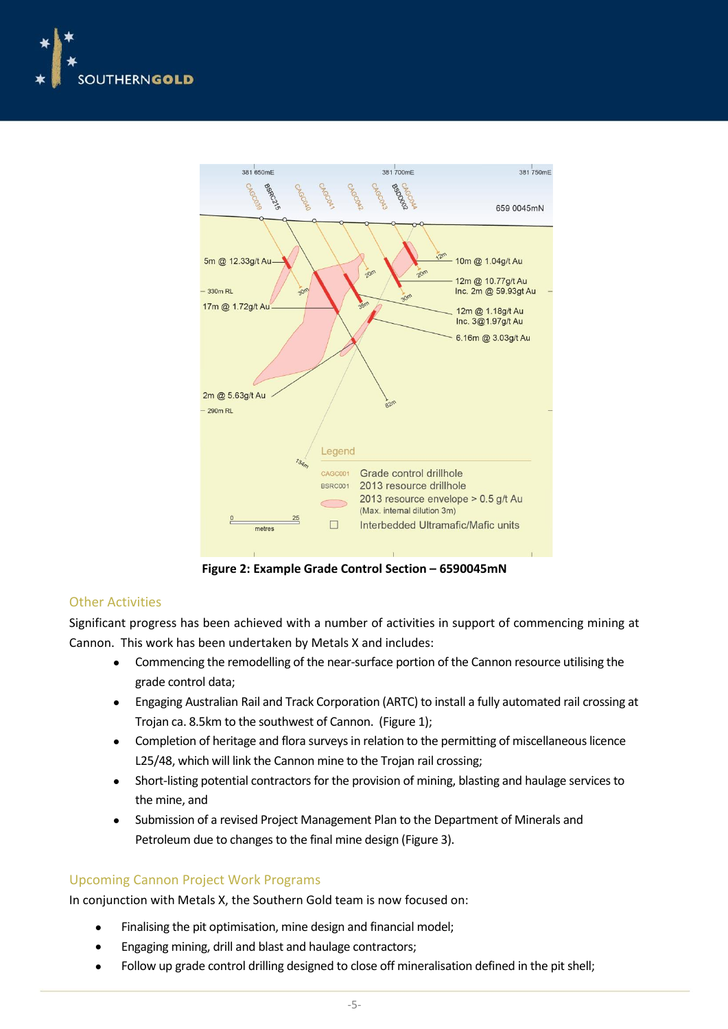**Figure 2: Example Grade Control Section – 6590045mN**

## Other Activities

Significant progress has been achieved with a number of activities in support of commencing mining at Cannon. This work has been undertaken by Metals X and includes:

- Commencing the remodelling of the near-surface portion of the Cannon resource utilising the grade control data;
- Engaging Australian Rail and Track Corporation (ARTC) to install a fully automated rail crossing at Trojan ca. 8.5km to the southwest of Cannon. (Figure 1);
- Completion of heritage and flora surveys in relation to the permitting of miscellaneous licence L25/48, which will link the Cannon mine to the Trojan rail crossing;
- Short-listing potential contractors for the provision of mining, blasting and haulage services to the mine, and
- Submission of a revised Project Management Plan to the Department of Minerals and Petroleum due to changes to the final mine design (Figure 3).

## Upcoming Cannon Project Work Programs

In conjunction with Metals X, the Southern Gold team is now focused on:

- Finalising the pit optimisation, mine design and financial model;
- Engaging mining, drill and blast and haulage contractors;
- Follow up grade control drilling designed to close off mineralisation defined in the pit shell;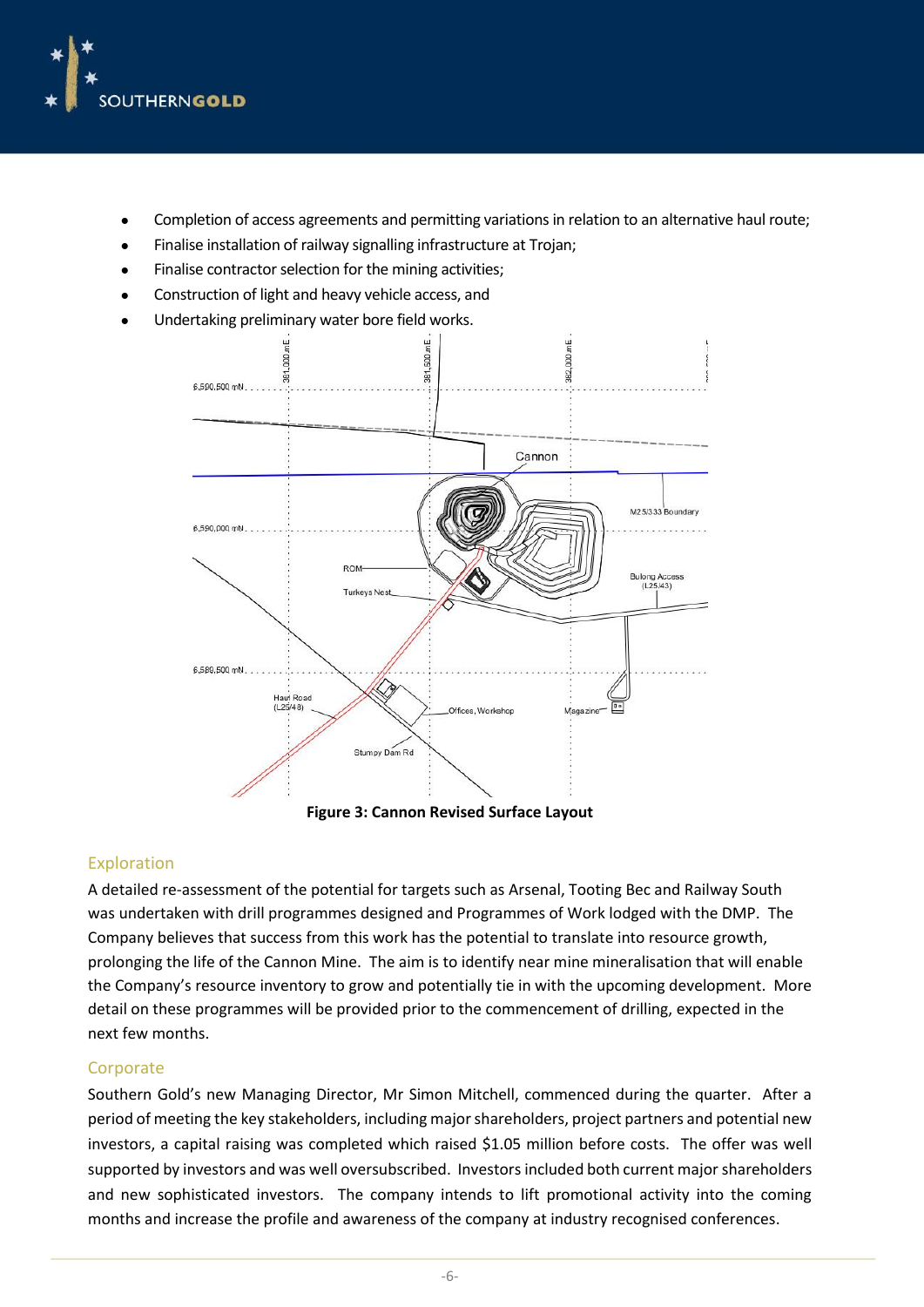- Completion of access agreements and permitting variations in relation to an alternative haul route;
- Finalise installation of railway signalling infrastructure at Trojan;
- Finalise contractor selection for the mining activities;
- Construction of light and heavy vehicle access, and
- Undertaking preliminary water bore field works.

**Figure 3: Cannon Revised Surface Layout**

## Exploration

A detailed re-assessment of the potential for targets such as Arsenal, Tooting Bec and Railway South was undertaken with drill programmes designed and Programmes of Work lodged with the DMP. The Company believes that success from this work has the potential to translate into resource growth, prolonging the life of the Cannon Mine. The aim is to identify near mine mineralisation that will enable the Company's resource inventory to grow and potentially tie in with the upcoming development. More detail on these programmes will be provided prior to the commencement of drilling, expected in the next few months.

## Corporate

Southern Gold's new Managing Director, Mr Simon Mitchell, commenced during the quarter. After a period of meeting the key stakeholders, including major shareholders, project partners and potential new investors, a capital raising was completed which raised $1.05 million before costs. The offer was well supported by investors and was well oversubscribed. Investors included both current major shareholders and new sophisticated investors. The company intends to lift promotional activity into the coming months and increase the profile and awareness of the company at industry recognised conferences.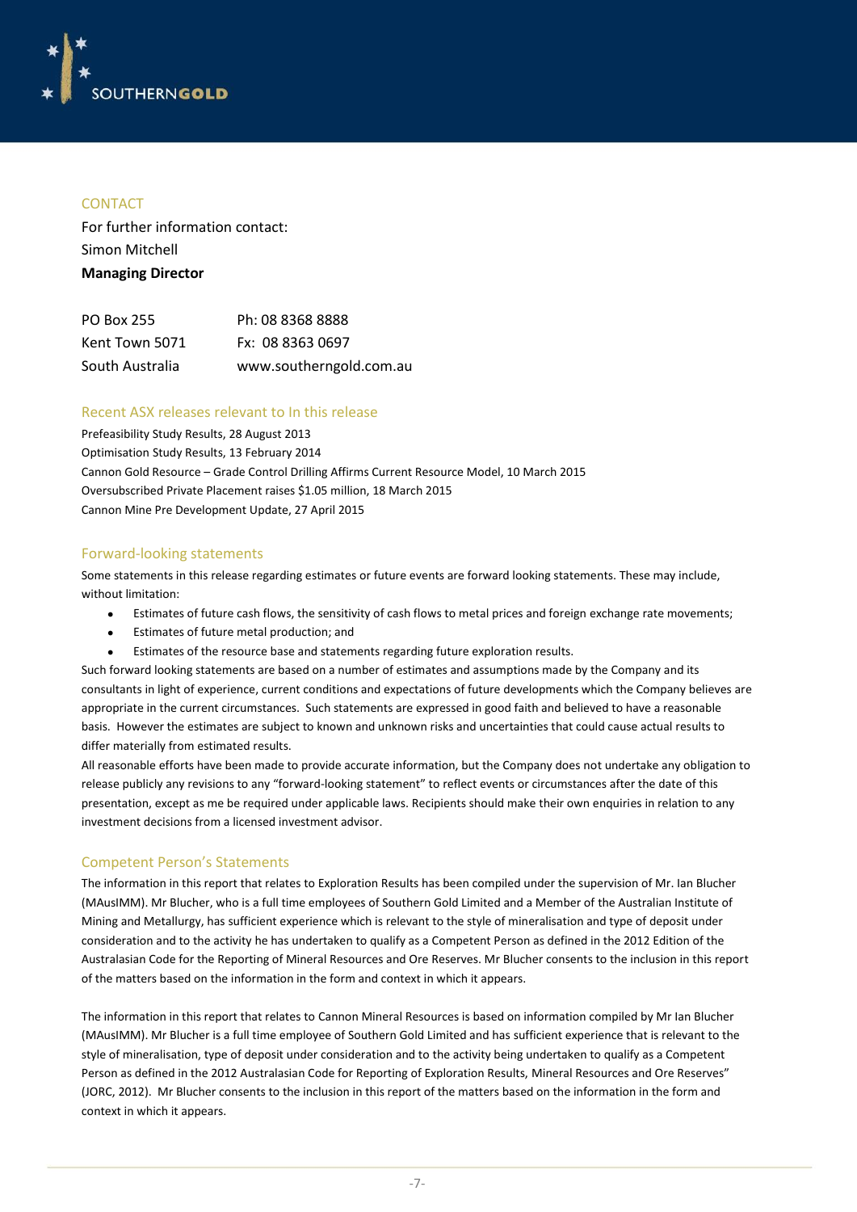## CONTACT

For further information contact:
Simon Mitchell
**Managing Director**

| | |
|---|---|
| PO Box 255 | Ph: 08 8368 8888 |
| Kent Town 5071 | Fx: 08 8363 0697 |
| South Australia | www.southerngold.com.au |

## Recent ASX releases relevant to In this release

Prefeasibility Study Results, 28 August 2013
Optimisation Study Results, 13 February 2014
Cannon Gold Resource – Grade Control Drilling Affirms Current Resource Model, 10 March 2015
Oversubscribed Private Placement raises $1.05 million, 18 March 2015
Cannon Mine Pre Development Update, 27 April 2015

## Forward-looking statements

Some statements in this release regarding estimates or future events are forward looking statements. These may include, without limitation:

- Estimates of future cash flows, the sensitivity of cash flows to metal prices and foreign exchange rate movements;
- Estimates of future metal production; and
- Estimates of the resource base and statements regarding future exploration results.

Such forward looking statements are based on a number of estimates and assumptions made by the Company and its consultants in light of experience, current conditions and expectations of future developments which the Company believes are appropriate in the current circumstances. Such statements are expressed in good faith and believed to have a reasonable basis. However the estimates are subject to known and unknown risks and uncertainties that could cause actual results to differ materially from estimated results.

All reasonable efforts have been made to provide accurate information, but the Company does not undertake any obligation to release publicly any revisions to any "forward-looking statement" to reflect events or circumstances after the date of this presentation, except as me be required under applicable laws. Recipients should make their own enquiries in relation to any investment decisions from a licensed investment advisor.

## Competent Person's Statements

The information in this report that relates to Exploration Results has been compiled under the supervision of Mr. Ian Blucher (MAusIMM). Mr Blucher, who is a full time employees of Southern Gold Limited and a Member of the Australian Institute of Mining and Metallurgy, has sufficient experience which is relevant to the style of mineralisation and type of deposit under consideration and to the activity he has undertaken to qualify as a Competent Person as defined in the 2012 Edition of the Australasian Code for the Reporting of Mineral Resources and Ore Reserves. Mr Blucher consents to the inclusion in this report of the matters based on the information in the form and context in which it appears.

The information in this report that relates to Cannon Mineral Resources is based on information compiled by Mr Ian Blucher (MAusIMM). Mr Blucher is a full time employee of Southern Gold Limited and has sufficient experience that is relevant to the style of mineralisation, type of deposit under consideration and to the activity being undertaken to qualify as a Competent Person as defined in the 2012 Australasian Code for Reporting of Exploration Results, Mineral Resources and Ore Reserves" (JORC, 2012). Mr Blucher consents to the inclusion in this report of the matters based on the information in the form and context in which it appears.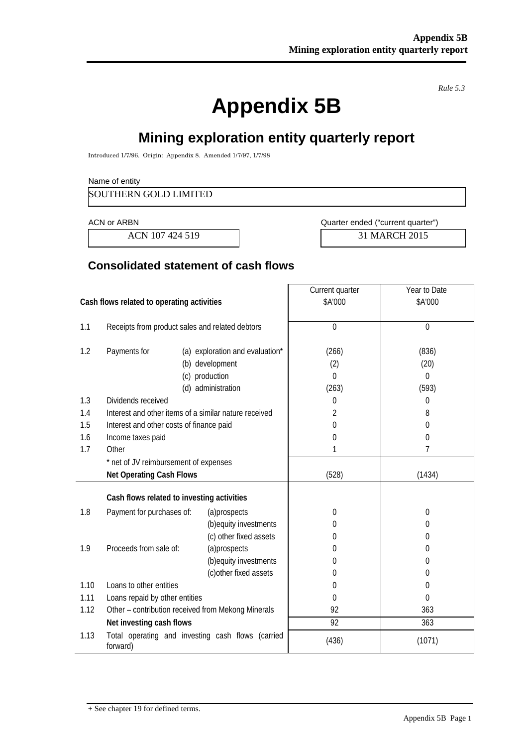*Rule 5.3*

# Appendix 5B

## Mining exploration entity quarterly report

Introduced 1/7/96. Origin: Appendix 8. Amended 1/7/97, 1/7/98

Name of entity

SOUTHERN GOLD LIMITED

| ACN or ARBN | Quarter ended ("current quarter") |
|---|---|
| ACN 107 424 519 | 31 MARCH 2015 |

## Consolidated statement of cash flows

| | Cash flows related to operating activities | | Current quarter $A'000 | Year to Date $A'000 |
|---|---|---|---|---|
| 1.1 | Receipts from product sales and related debtors | | 0 | 0 |
| 1.2 | Payments for | (a) exploration and evaluation* | (266) | (836) |
| | | (b) development | (2) | (20) |
| | | (c) production | 0 | 0 |
| | | (d) administration | (263) | (593) |
| 1.3 | Dividends received | | 0 | 0 |
| 1.4 | Interest and other items of a similar nature received | | 2 | 8 |
| 1.5 | Interest and other costs of finance paid | | 0 | 0 |
| 1.6 | Income taxes paid | | 0 | 0 |
| 1.7 | Other | | 1 | 7 |
| | * net of JV reimbursement of expenses | | | |
| | **Net Operating Cash Flows** | | (528) | (1434) |
| | **Cash flows related to investing activities** | | | |
| 1.8 | Payment for purchases of: | (a)prospects | 0 | 0 |
| | | (b)equity investments | 0 | 0 |
| | | (c) other fixed assets | 0 | 0 |
| 1.9 | Proceeds from sale of: | (a)prospects | 0 | 0 |
| | | (b)equity investments | 0 | 0 |
| | | (c)other fixed assets | 0 | 0 |
| 1.10 | Loans to other entities | | 0 | 0 |
| 1.11 | Loans repaid by other entities | | 0 | 0 |
| 1.12 | Other – contribution received from Mekong Minerals | | 92 | 363 |
| | **Net investing cash flows** | | 92 | 363 |
| 1.13 | Total operating and investing cash flows (carried forward) | | (436) | (1071) |

+ See chapter 19 for defined terms.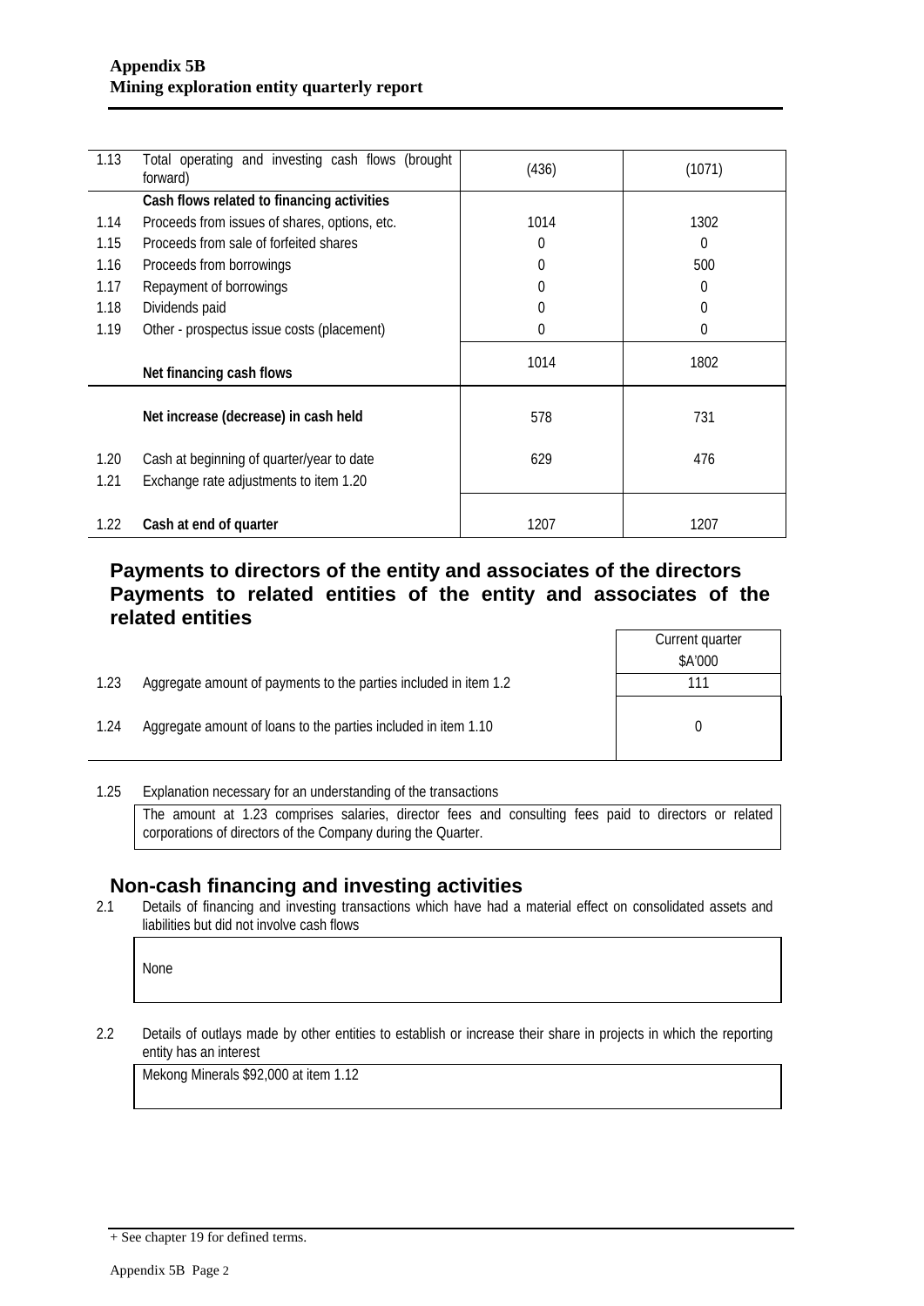| | | | |
|---|---|---|---|
| 1.13 | Total operating and investing cash flows (brought forward) | (436) | (1071) |
| | **Cash flows related to financing activities** | | |
| 1.14 | Proceeds from issues of shares, options, etc. | 1014 | 1302 |
| 1.15 | Proceeds from sale of forfeited shares | 0 | 0 |
| 1.16 | Proceeds from borrowings | 0 | 500 |
| 1.17 | Repayment of borrowings | 0 | 0 |
| 1.18 | Dividends paid | 0 | 0 |
| 1.19 | Other - prospectus issue costs (placement) | 0 | 0 |
| | **Net financing cash flows** | 1014 | 1802 |
| | **Net increase (decrease) in cash held** | 578 | 731 |
| 1.20 | Cash at beginning of quarter/year to date | 629 | 476 |
| 1.21 | Exchange rate adjustments to item 1.20 | | |
| 1.22 | **Cash at end of quarter** | 1207 | 1207 |

## Payments to directors of the entity and associates of the directors Payments to related entities of the entity and associates of the related entities

| | | Current quarter $A'000 |
|---|---|---|
| 1.23 | Aggregate amount of payments to the parties included in item 1.2 | 111 |
| 1.24 | Aggregate amount of loans to the parties included in item 1.10 | 0 |

1.25 Explanation necessary for an understanding of the transactions

The amount at 1.23 comprises salaries, director fees and consulting fees paid to directors or related corporations of directors of the Company during the Quarter.

## Non-cash financing and investing activities

2.1 Details of financing and investing transactions which have had a material effect on consolidated assets and liabilities but did not involve cash flows

None

2.2 Details of outlays made by other entities to establish or increase their share in projects in which the reporting entity has an interest

Mekong Minerals $92,000 at item 1.12

+ See chapter 19 for defined terms.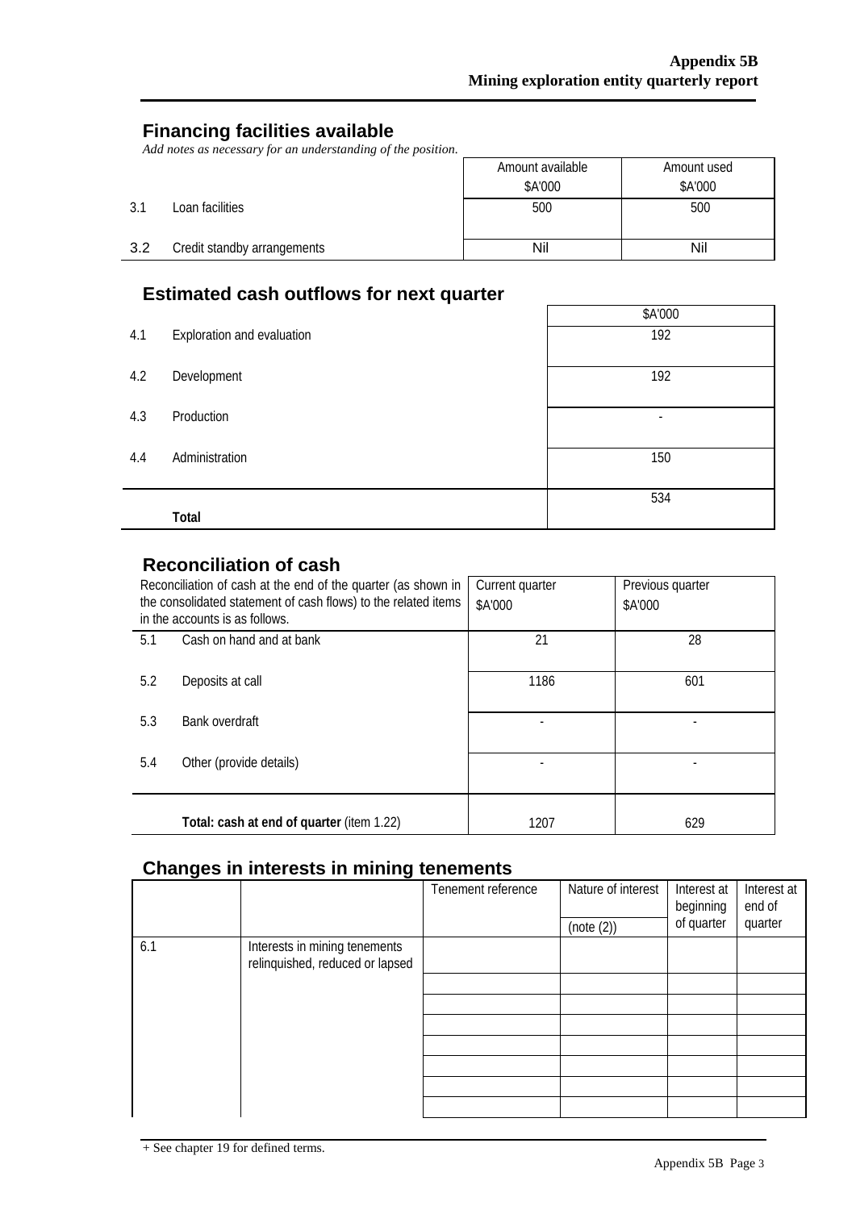## Financing facilities available

*Add notes as necessary for an understanding of the position.*

| | | Amount available $A'000 | Amount used $A'000 |
|---|---|---|---|
| 3.1 | Loan facilities | 500 | 500 |
| 3.2 | Credit standby arrangements | Nil | Nil |

## Estimated cash outflows for next quarter

| | | $A'000 |
|---|---|---|
| 4.1 | Exploration and evaluation | 192 |
| 4.2 | Development | 192 |
| 4.3 | Production | - |
| 4.4 | Administration | 150 |
| | **Total** | 534 |

## Reconciliation of cash

| Reconciliation of cash at the end of the quarter (as shown in the consolidated statement of cash flows) to the related items in the accounts is as follows. | | Current quarter $A'000 | Previous quarter $A'000 |
|---|---|---|---|
| 5.1 | Cash on hand and at bank | 21 | 28 |
| 5.2 | Deposits at call | 1186 | 601 |
| 5.3 | Bank overdraft | - | - |
| 5.4 | Other (provide details) | - | - |
| | **Total: cash at end of quarter** (item 1.22) | 1207 | 629 |

## Changes in interests in mining tenements

| | | Tenement reference | Nature of interest (note (2)) | Interest at beginning of quarter | Interest at end of quarter |
|---|---|---|---|---|---|
| 6.1 | Interests in mining tenements relinquished, reduced or lapsed | | | | |
| | | | | | |
| | | | | | |
| | | | | | |
| | | | | | |
| | | | | | |
| | | | | | |
| | | | | | |

+ See chapter 19 for defined terms.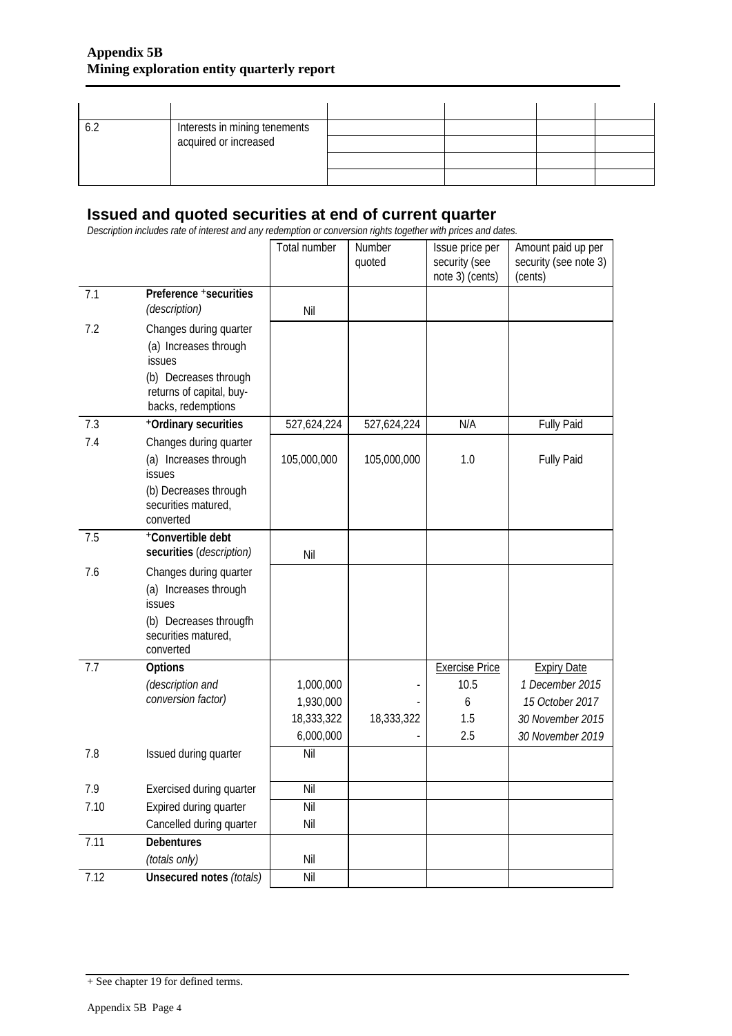| | | | | | |
|---|---|---|---|---|---|
| | | | | | |
| 6.2 | Interests in mining tenements acquired or increased | | | | |
| | | | | | |
| | | | | | |
| | | | | | |

## Issued and quoted securities at end of current quarter

*Description includes rate of interest and any redemption or conversion rights together with prices and dates.*

| | | Total number | Number quoted | Issue price per security (see note 3) (cents) | Amount paid up per security (see note 3) (cents) |
|---|---|---|---|---|---|
| 7.1 | **Preference +securities** *(description)* | Nil | | | |
| 7.2 | Changes during quarter (a) Increases through issues (b) Decreases through returns of capital, buy-backs, redemptions | | | | |
| 7.3 | **+Ordinary securities** | 527,624,224 | 527,624,224 | N/A | Fully Paid |
| 7.4 | Changes during quarter (a) Increases through issues (b) Decreases through securities matured, converted | 105,000,000 | 105,000,000 | 1.0 | Fully Paid |
| 7.5 | **+Convertible debt securities** *(description)* | Nil | | | |
| 7.6 | Changes during quarter (a) Increases through issues (b) Decreases througfh securities matured, converted | | | | |
| 7.7 | **Options** *(description and conversion factor)* | | | Exercise Price | Expiry Date |
| | | 1,000,000 | - | 10.5 | *1 December 2015* |
| | | 1,930,000 | - | 6 | *15 October 2017* |
| | | 18,333,322 | 18,333,322 | 1.5 | *30 November 2015* |
| | | 6,000,000 | - | 2.5 | *30 November 2019* |
| 7.8 | Issued during quarter | Nil | | | |
| 7.9 | Exercised during quarter | Nil | | | |
| 7.10 | Expired during quarter | Nil | | | |
| | Cancelled during quarter | Nil | | | |
| 7.11 | **Debentures** *(totals only)* | Nil | | | |
| 7.12 | **Unsecured notes** *(totals)* | Nil | | | |

+ See chapter 19 for defined terms.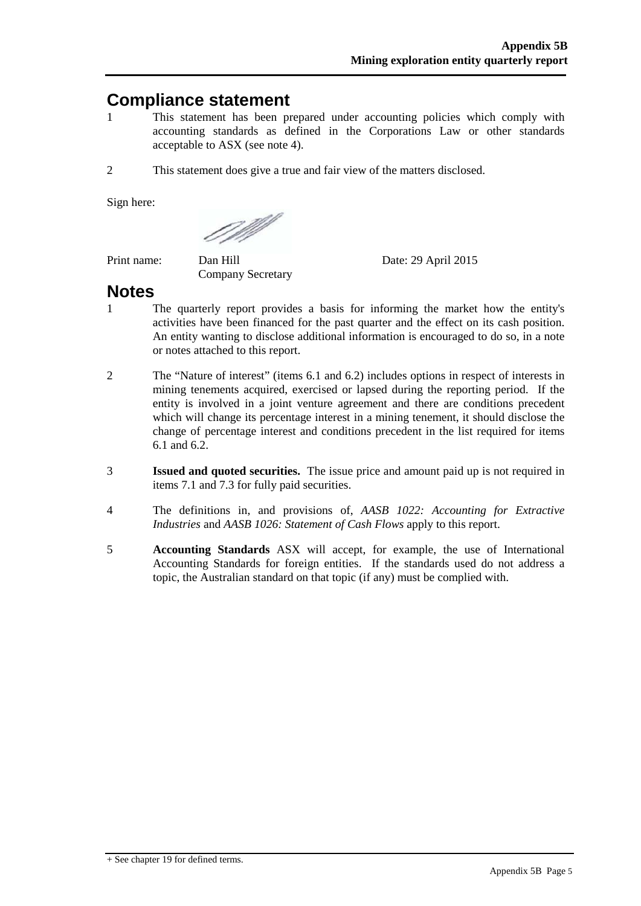## Compliance statement

1 This statement has been prepared under accounting policies which comply with accounting standards as defined in the Corporations Law or other standards acceptable to ASX (see note 4).

2 This statement does give a true and fair view of the matters disclosed.

Sign here:

Print name: Dan Hill
Company Secretary

Date: 29 April 2015

## Notes

1 The quarterly report provides a basis for informing the market how the entity's activities have been financed for the past quarter and the effect on its cash position. An entity wanting to disclose additional information is encouraged to do so, in a note or notes attached to this report.

2 The "Nature of interest" (items 6.1 and 6.2) includes options in respect of interests in mining tenements acquired, exercised or lapsed during the reporting period. If the entity is involved in a joint venture agreement and there are conditions precedent which will change its percentage interest in a mining tenement, it should disclose the change of percentage interest and conditions precedent in the list required for items 6.1 and 6.2.

3 **Issued and quoted securities.** The issue price and amount paid up is not required in items 7.1 and 7.3 for fully paid securities.

4 The definitions in, and provisions of, *AASB 1022: Accounting for Extractive Industries* and *AASB 1026: Statement of Cash Flows* apply to this report.

5 **Accounting Standards** ASX will accept, for example, the use of International Accounting Standards for foreign entities. If the standards used do not address a topic, the Australian standard on that topic (if any) must be complied with.

+ See chapter 19 for defined terms.